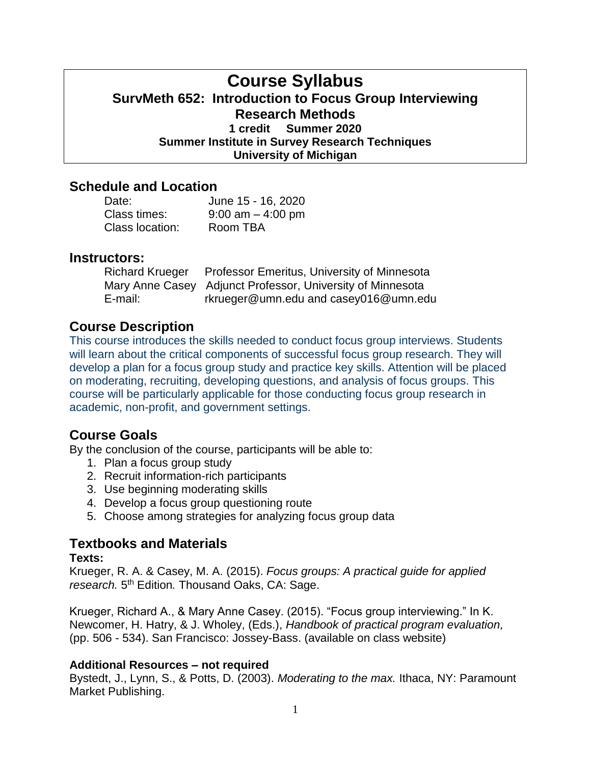# Course Syllabus

## SurvMeth 652: Introduction to Focus Group Interviewing Research Methods

**1 credit Summer 2020**

**Summer Institute in Survey Research Techniques**

**University of Michigan**

## Schedule and Location

| | |
|---|---|
| Date: | June 15 - 16, 2020 |
| Class times: | 9:00 am – 4:00 pm |
| Class location: | Room TBA |

## Instructors:

| | |
|---|---|
| Richard Krueger | Professor Emeritus, University of Minnesota |
| Mary Anne Casey | Adjunct Professor, University of Minnesota |
| E-mail: | rkrueger@umn.edu and casey016@umn.edu |

## Course Description

This course introduces the skills needed to conduct focus group interviews. Students will learn about the critical components of successful focus group research. They will develop a plan for a focus group study and practice key skills. Attention will be placed on moderating, recruiting, developing questions, and analysis of focus groups. This course will be particularly applicable for those conducting focus group research in academic, non-profit, and government settings.

## Course Goals

By the conclusion of the course, participants will be able to:

1. Plan a focus group study
2. Recruit information-rich participants
3. Use beginning moderating skills
4. Develop a focus group questioning route
5. Choose among strategies for analyzing focus group data

## Textbooks and Materials

**Texts:**

Krueger, R. A. & Casey, M. A. (2015). *Focus groups: A practical guide for applied research.* 5th Edition. Thousand Oaks, CA: Sage.

Krueger, Richard A., & Mary Anne Casey. (2015). "Focus group interviewing." In K. Newcomer, H. Hatry, & J. Wholey, (Eds.), *Handbook of practical program evaluation,* (pp. 506 - 534). San Francisco: Jossey-Bass. (available on class website)

**Additional Resources – not required**

Bystedt, J., Lynn, S., & Potts, D. (2003). *Moderating to the max.* Ithaca, NY: Paramount Market Publishing.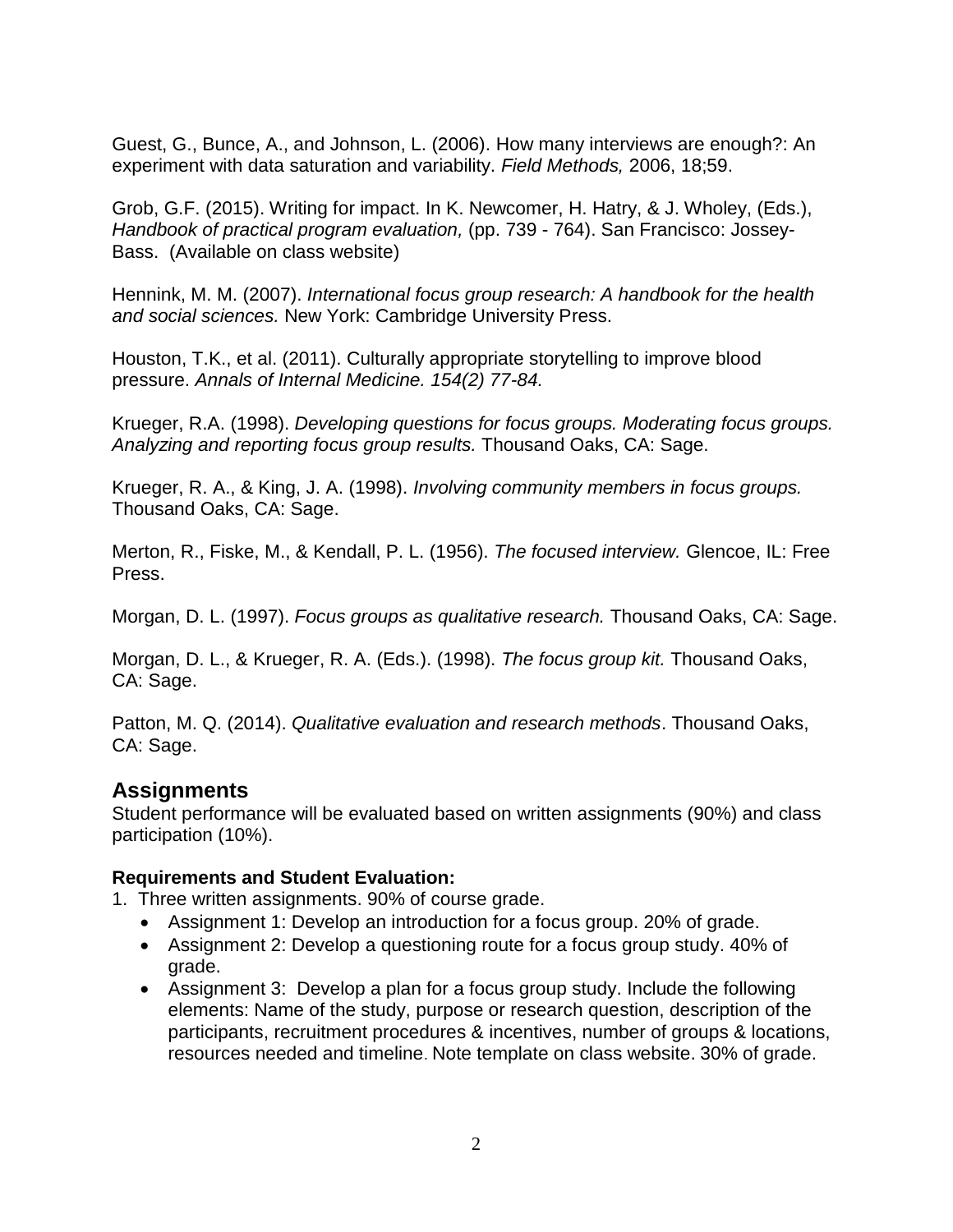Guest, G., Bunce, A., and Johnson, L. (2006). How many interviews are enough?: An experiment with data saturation and variability. *Field Methods,* 2006, 18;59.

Grob, G.F. (2015). Writing for impact. In K. Newcomer, H. Hatry, & J. Wholey, (Eds.), *Handbook of practical program evaluation,* (pp. 739 - 764). San Francisco: Jossey-Bass. (Available on class website)

Hennink, M. M. (2007). *International focus group research: A handbook for the health and social sciences.* New York: Cambridge University Press.

Houston, T.K., et al. (2011). Culturally appropriate storytelling to improve blood pressure. *Annals of Internal Medicine. 154(2) 77-84.*

Krueger, R.A. (1998). *Developing questions for focus groups. Moderating focus groups. Analyzing and reporting focus group results.* Thousand Oaks, CA: Sage.

Krueger, R. A., & King, J. A. (1998). *Involving community members in focus groups.* Thousand Oaks, CA: Sage.

Merton, R., Fiske, M., & Kendall, P. L. (1956). *The focused interview.* Glencoe, IL: Free Press.

Morgan, D. L. (1997). *Focus groups as qualitative research.* Thousand Oaks, CA: Sage.

Morgan, D. L., & Krueger, R. A. (Eds.). (1998). *The focus group kit.* Thousand Oaks, CA: Sage.

Patton, M. Q. (2014). *Qualitative evaluation and research methods*. Thousand Oaks, CA: Sage.

## Assignments

Student performance will be evaluated based on written assignments (90%) and class participation (10%).

**Requirements and Student Evaluation:**

1. Three written assignments. 90% of course grade.
   - Assignment 1: Develop an introduction for a focus group. 20% of grade.
   - Assignment 2: Develop a questioning route for a focus group study. 40% of grade.
   - Assignment 3: Develop a plan for a focus group study. Include the following elements: Name of the study, purpose or research question, description of the participants, recruitment procedures & incentives, number of groups & locations, resources needed and timeline. Note template on class website. 30% of grade.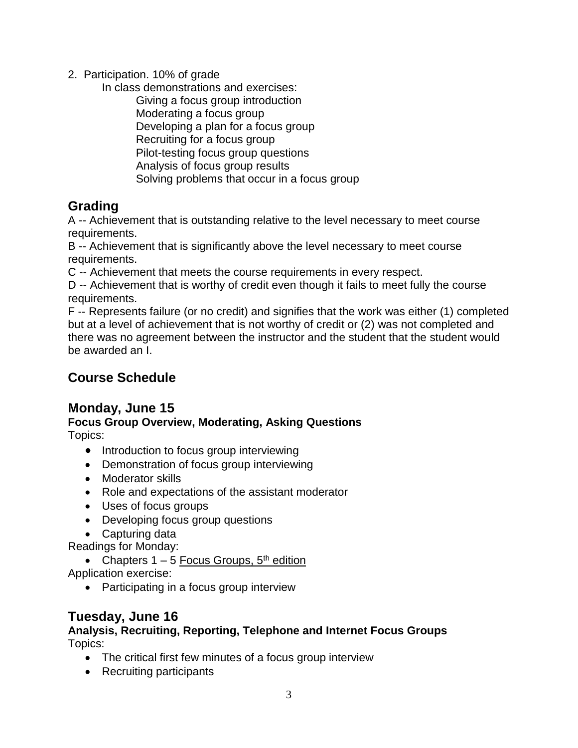2. Participation. 10% of grade

    In class demonstrations and exercises:

    - Giving a focus group introduction
    - Moderating a focus group
    - Developing a plan for a focus group
    - Recruiting for a focus group
    - Pilot-testing focus group questions
    - Analysis of focus group results
    - Solving problems that occur in a focus group

## Grading

A -- Achievement that is outstanding relative to the level necessary to meet course requirements.

B -- Achievement that is significantly above the level necessary to meet course requirements.

C -- Achievement that meets the course requirements in every respect.

D -- Achievement that is worthy of credit even though it fails to meet fully the course requirements.

F -- Represents failure (or no credit) and signifies that the work was either (1) completed but at a level of achievement that is not worthy of credit or (2) was not completed and there was no agreement between the instructor and the student that the student would be awarded an I.

## Course Schedule

## Monday, June 15

**Focus Group Overview, Moderating, Asking Questions**

Topics:

- Introduction to focus group interviewing
- Demonstration of focus group interviewing
- Moderator skills
- Role and expectations of the assistant moderator
- Uses of focus groups
- Developing focus group questions
- Capturing data

Readings for Monday:

- Chapters 1 – 5 Focus Groups, 5th edition

Application exercise:

- Participating in a focus group interview

## Tuesday, June 16

**Analysis, Recruiting, Reporting, Telephone and Internet Focus Groups**

Topics:

- The critical first few minutes of a focus group interview
- Recruiting participants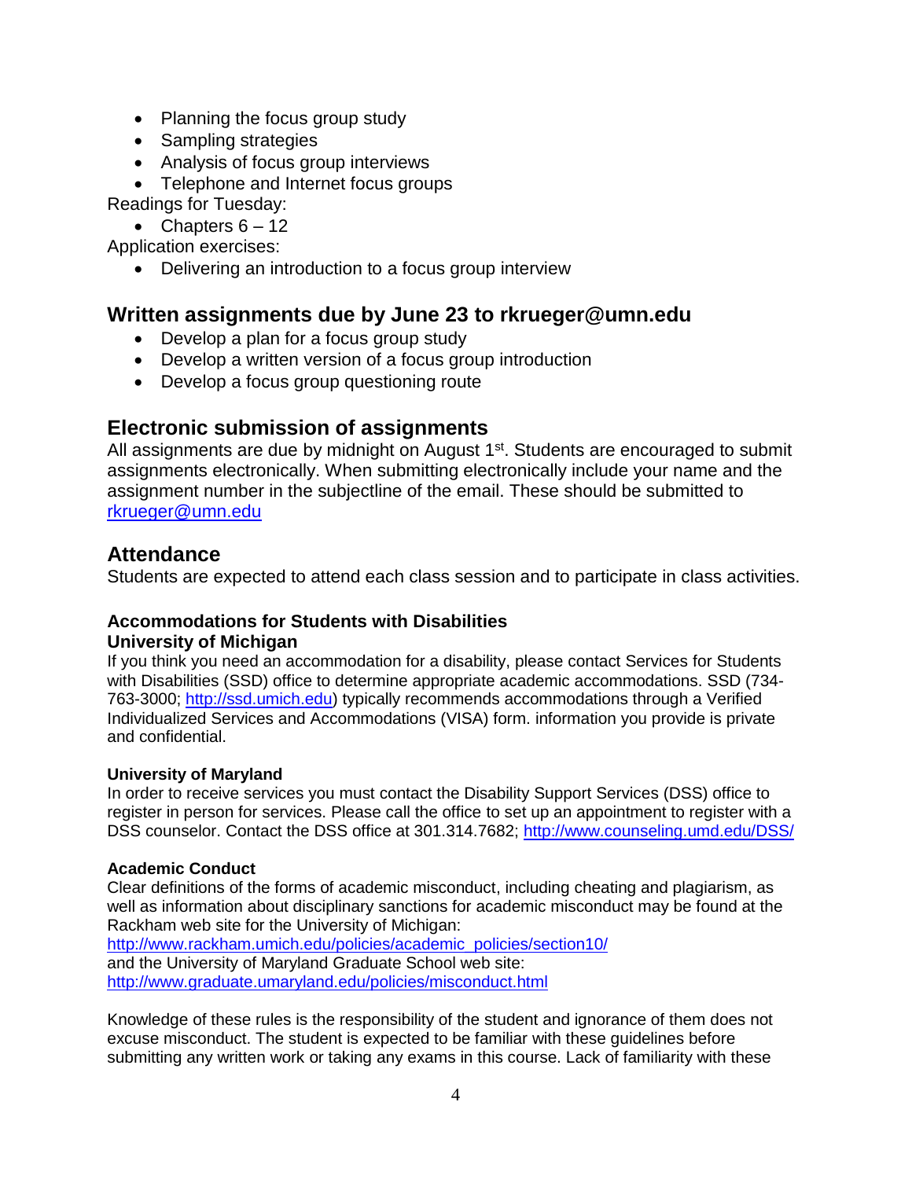- Planning the focus group study
- Sampling strategies
- Analysis of focus group interviews
- Telephone and Internet focus groups

Readings for Tuesday:

- Chapters 6 – 12

Application exercises:

- Delivering an introduction to a focus group interview

## Written assignments due by June 23 to rkrueger@umn.edu

- Develop a plan for a focus group study
- Develop a written version of a focus group introduction
- Develop a focus group questioning route

## Electronic submission of assignments

All assignments are due by midnight on August 1st. Students are encouraged to submit assignments electronically. When submitting electronically include your name and the assignment number in the subjectline of the email. These should be submitted to rkrueger@umn.edu

## Attendance

Students are expected to attend each class session and to participate in class activities.

### Accommodations for Students with Disabilities

### University of Michigan

If you think you need an accommodation for a disability, please contact Services for Students with Disabilities (SSD) office to determine appropriate academic accommodations. SSD (734-763-3000; http://ssd.umich.edu) typically recommends accommodations through a Verified Individualized Services and Accommodations (VISA) form. information you provide is private and confidential.

#### University of Maryland

In order to receive services you must contact the Disability Support Services (DSS) office to register in person for services. Please call the office to set up an appointment to register with a DSS counselor. Contact the DSS office at 301.314.7682; http://www.counseling.umd.edu/DSS/

#### Academic Conduct

Clear definitions of the forms of academic misconduct, including cheating and plagiarism, as well as information about disciplinary sanctions for academic misconduct may be found at the Rackham web site for the University of Michigan:
http://www.rackham.umich.edu/policies/academic_policies/section10/
and the University of Maryland Graduate School web site:
http://www.graduate.umaryland.edu/policies/misconduct.html

Knowledge of these rules is the responsibility of the student and ignorance of them does not excuse misconduct. The student is expected to be familiar with these guidelines before submitting any written work or taking any exams in this course. Lack of familiarity with these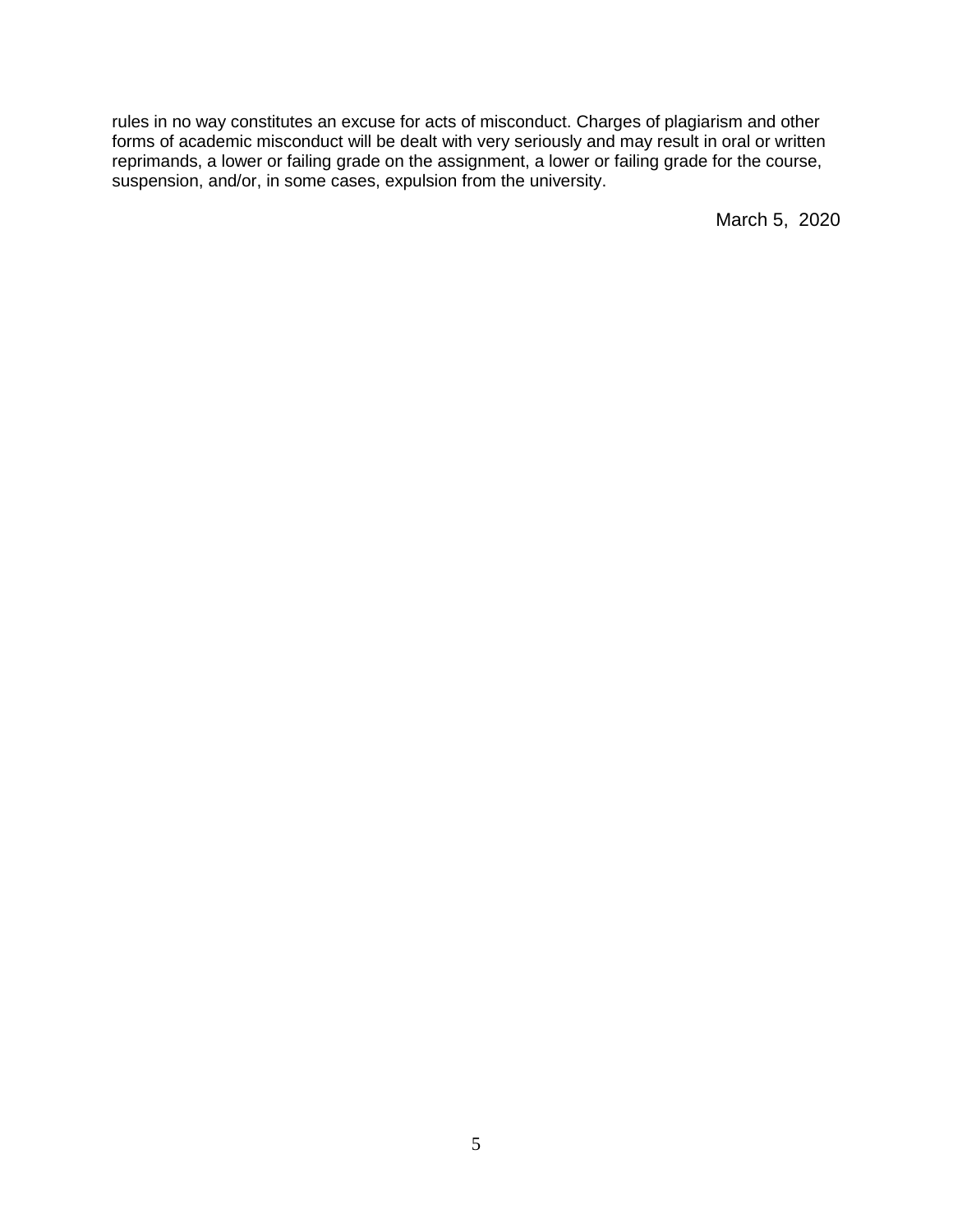rules in no way constitutes an excuse for acts of misconduct. Charges of plagiarism and other forms of academic misconduct will be dealt with very seriously and may result in oral or written reprimands, a lower or failing grade on the assignment, a lower or failing grade for the course, suspension, and/or, in some cases, expulsion from the university.

March 5, 2020